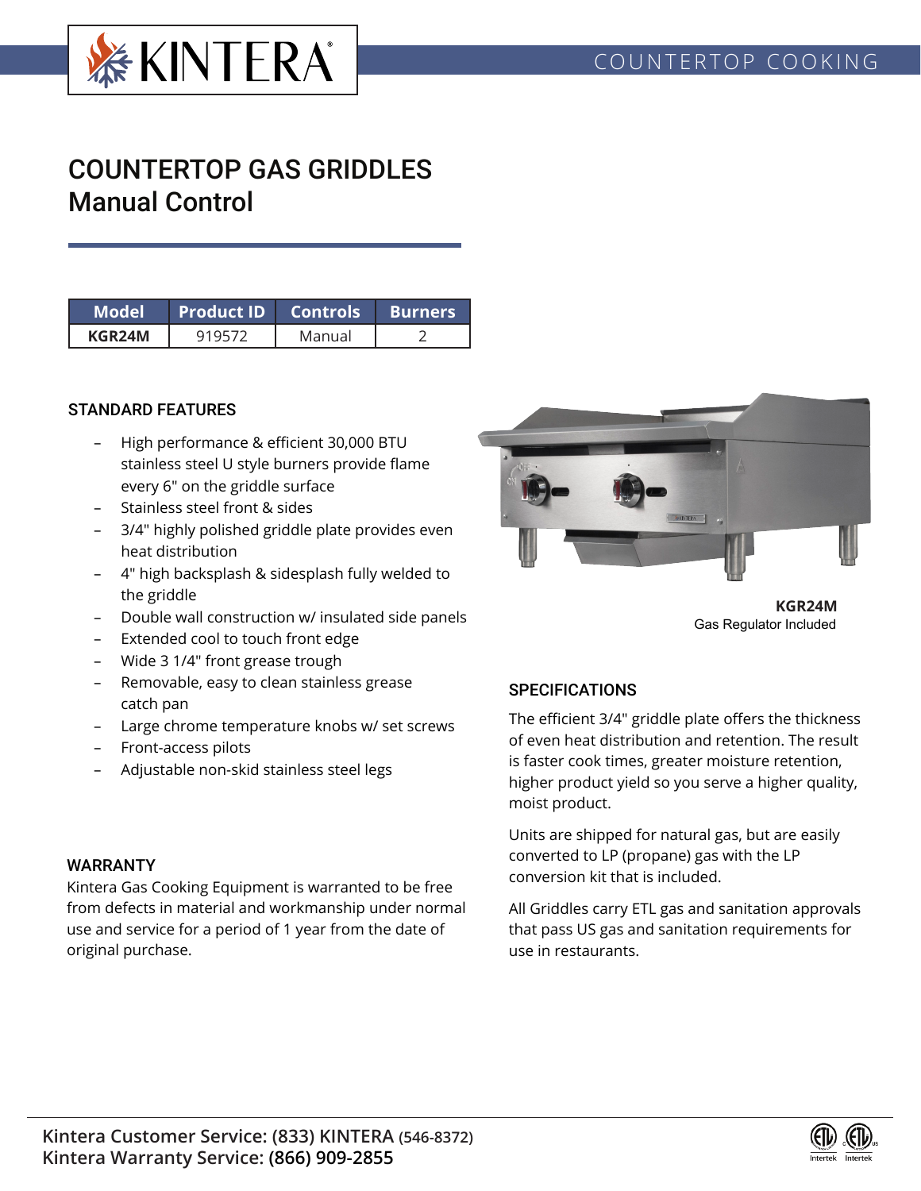COUNTERTOP COOKING

# COUNTERTOP GAS GRIDDLES
## Manual Control

| Model | Product ID | Controls | Burners |
|---|---|---|---|
| **KGR24M** | 919572 | Manual | 2 |

### STANDARD FEATURES

- High performance & efficient 30,000 BTU stainless steel U style burners provide flame every 6" on the griddle surface
- Stainless steel front & sides
- 3/4" highly polished griddle plate provides even heat distribution
- 4" high backsplash & sidesplash fully welded to the griddle
- Double wall construction w/ insulated side panels
- Extended cool to touch front edge
- Wide 3 1/4" front grease trough
- Removable, easy to clean stainless grease catch pan
- Large chrome temperature knobs w/ set screws
- Front-access pilots
- Adjustable non-skid stainless steel legs

**KGR24M**
Gas Regulator Included

### WARRANTY

Kintera Gas Cooking Equipment is warranted to be free from defects in material and workmanship under normal use and service for a period of 1 year from the date of original purchase.

### SPECIFICATIONS

The efficient 3/4" griddle plate offers the thickness of even heat distribution and retention. The result is faster cook times, greater moisture retention, higher product yield so you serve a higher quality, moist product.

Units are shipped for natural gas, but are easily converted to LP (propane) gas with the LP conversion kit that is included.

All Griddles carry ETL gas and sanitation approvals that pass US gas and sanitation requirements for use in restaurants.

**Kintera Customer Service: (833) KINTERA (546-8372)**
**Kintera Warranty Service: (866) 909-2855**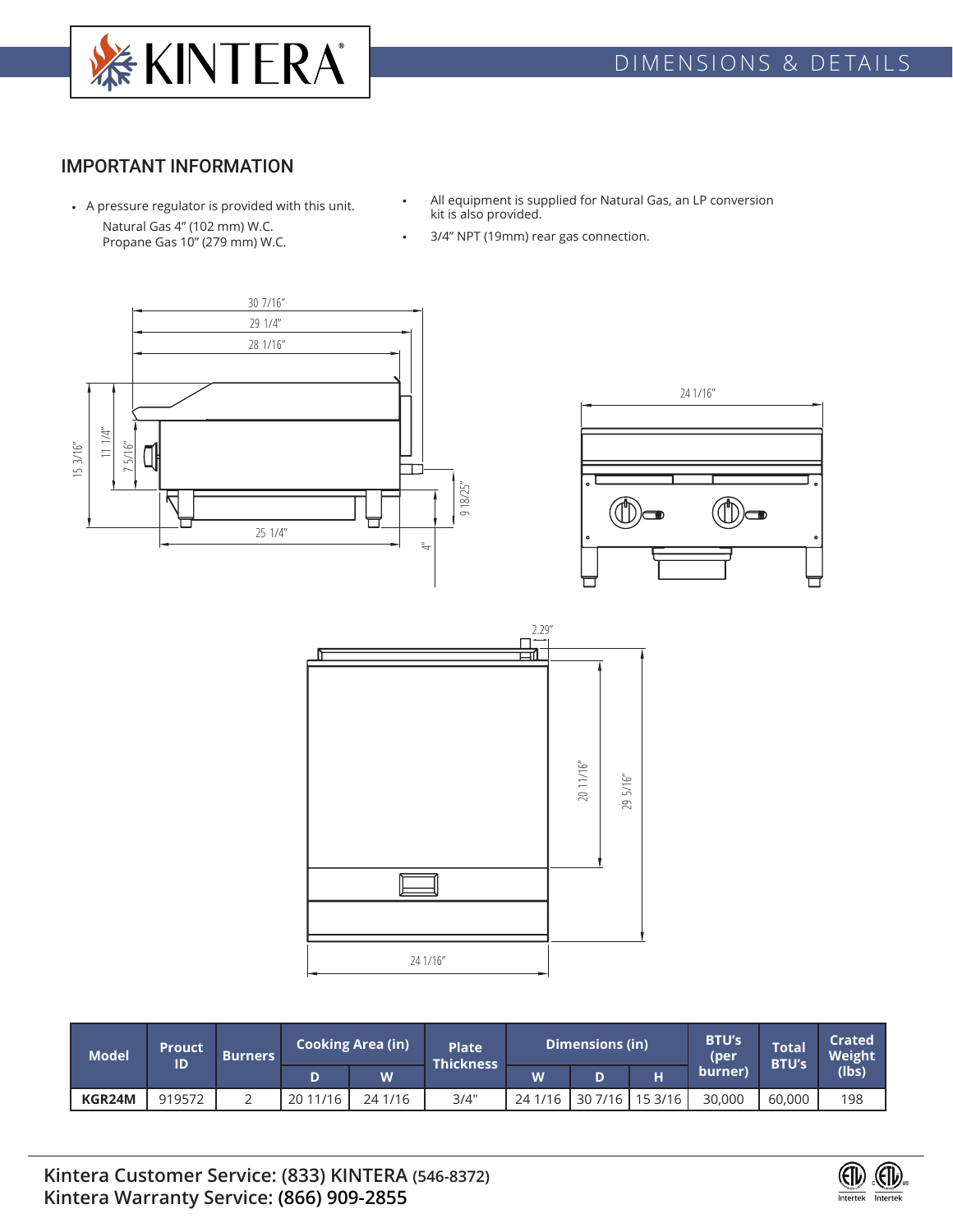# DIMENSIONS & DETAILS

## IMPORTANT INFORMATION

- A pressure regulator is provided with this unit.
  Natural Gas 4" (102 mm) W.C.
  Propane Gas 10" (279 mm) W.C.
- All equipment is supplied for Natural Gas, an LP conversion kit is also provided.
- 3/4" NPT (19mm) rear gas connection.

30 7/16"
29 1/4"
28 1/16"
15 3/16"
11 1/4"
7 5/16"
25 1/4"
9 18/25"
4"
24 1/16"
2.29"
20 11/16"
29 5/16"
24 1/16"

| Model | Prouct ID | Burners | Cooking Area (in) | | Plate Thickness | Dimensions (in) | | | BTU's (per burner) | Total BTU's | Crated Weight (lbs) |
|---|---|---|---|---|---|---|---|---|---|---|---|
| | | | D | W | | W | D | H | | | |
| KGR24M | 919572 | 2 | 20 11/16 | 24 1/16 | 3/4" | 24 1/16 | 30 7/16 | 15 3/16 | 30,000 | 60,000 | 198 |

**Kintera Customer Service: (833) KINTERA (546-8372)**
**Kintera Warranty Service: (866) 909-2855**